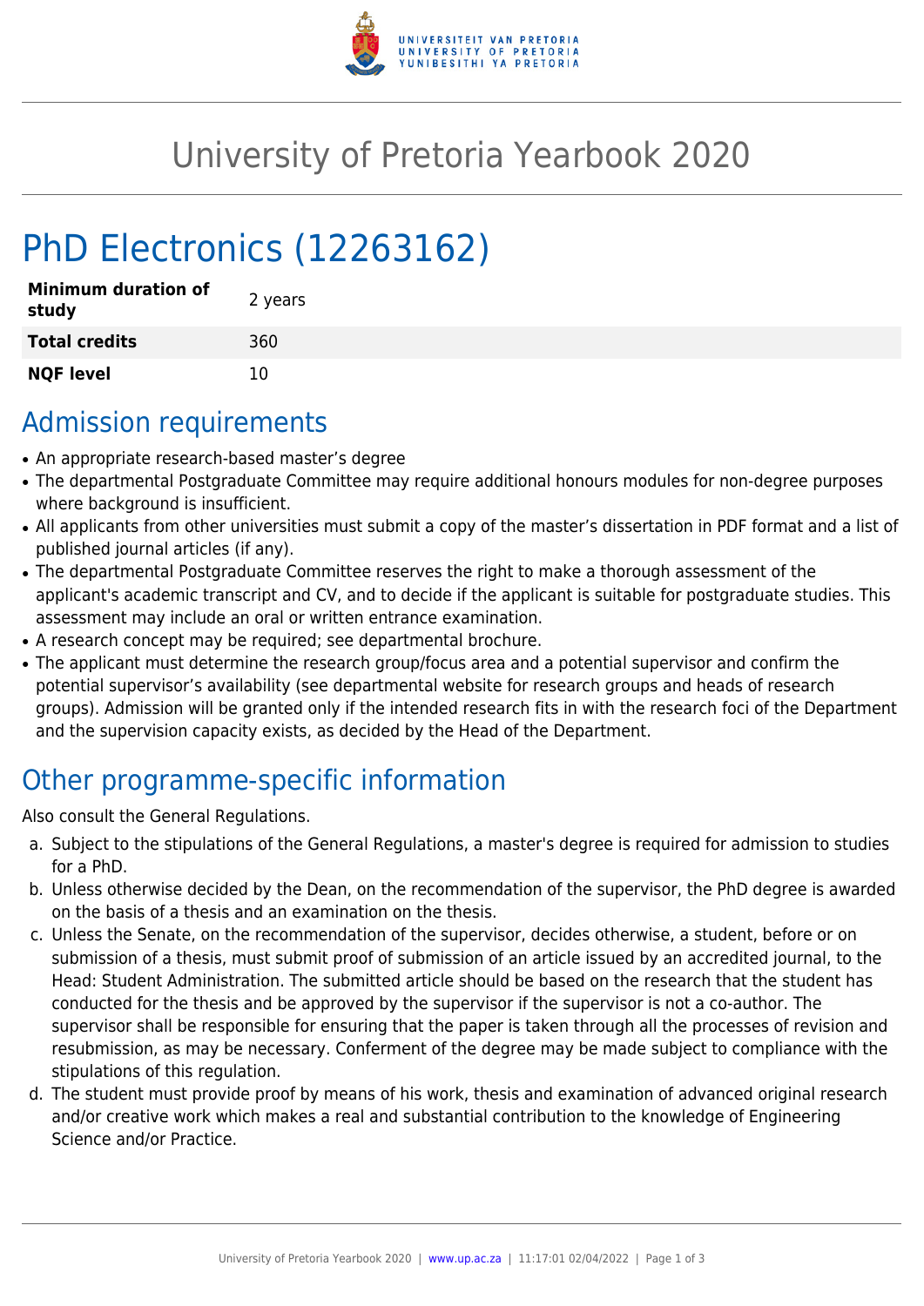# University of Pretoria Yearbook 2020

# PhD Electronics (12263162)

| | |
|---|---|
| **Minimum duration of study** | 2 years |
| **Total credits** | 360 |
| **NQF level** | 10 |

## Admission requirements

- An appropriate research-based master's degree
- The departmental Postgraduate Committee may require additional honours modules for non-degree purposes where background is insufficient.
- All applicants from other universities must submit a copy of the master's dissertation in PDF format and a list of published journal articles (if any).
- The departmental Postgraduate Committee reserves the right to make a thorough assessment of the applicant's academic transcript and CV, and to decide if the applicant is suitable for postgraduate studies. This assessment may include an oral or written entrance examination.
- A research concept may be required; see departmental brochure.
- The applicant must determine the research group/focus area and a potential supervisor and confirm the potential supervisor's availability (see departmental website for research groups and heads of research groups). Admission will be granted only if the intended research fits in with the research foci of the Department and the supervision capacity exists, as decided by the Head of the Department.

## Other programme-specific information

Also consult the General Regulations.

a. Subject to the stipulations of the General Regulations, a master's degree is required for admission to studies for a PhD.
b. Unless otherwise decided by the Dean, on the recommendation of the supervisor, the PhD degree is awarded on the basis of a thesis and an examination on the thesis.
c. Unless the Senate, on the recommendation of the supervisor, decides otherwise, a student, before or on submission of a thesis, must submit proof of submission of an article issued by an accredited journal, to the Head: Student Administration. The submitted article should be based on the research that the student has conducted for the thesis and be approved by the supervisor if the supervisor is not a co-author. The supervisor shall be responsible for ensuring that the paper is taken through all the processes of revision and resubmission, as may be necessary. Conferment of the degree may be made subject to compliance with the stipulations of this regulation.
d. The student must provide proof by means of his work, thesis and examination of advanced original research and/or creative work which makes a real and substantial contribution to the knowledge of Engineering Science and/or Practice.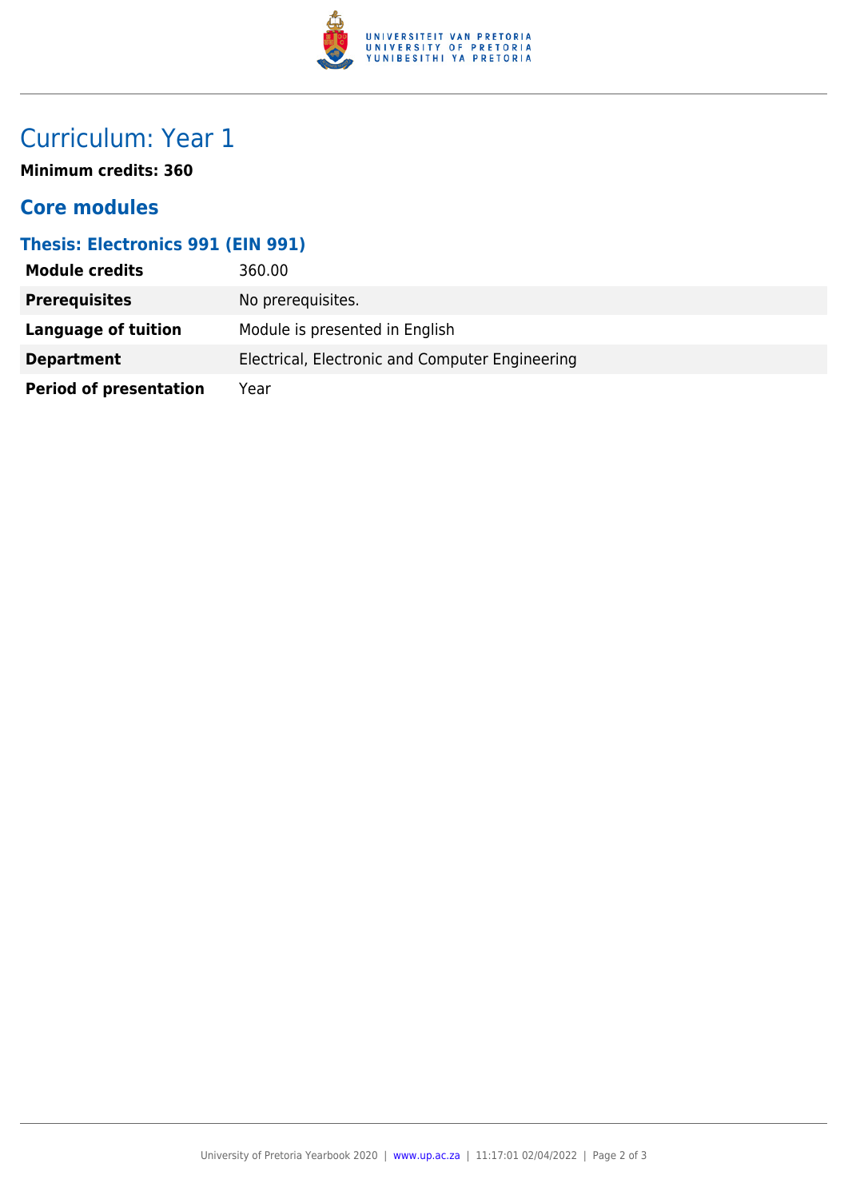# Curriculum: Year 1

**Minimum credits: 360**

## Core modules

### Thesis: Electronics 991 (EIN 991)

| | |
|---|---|
| **Module credits** | 360.00 |
| **Prerequisites** | No prerequisites. |
| **Language of tuition** | Module is presented in English |
| **Department** | Electrical, Electronic and Computer Engineering |
| **Period of presentation** | Year |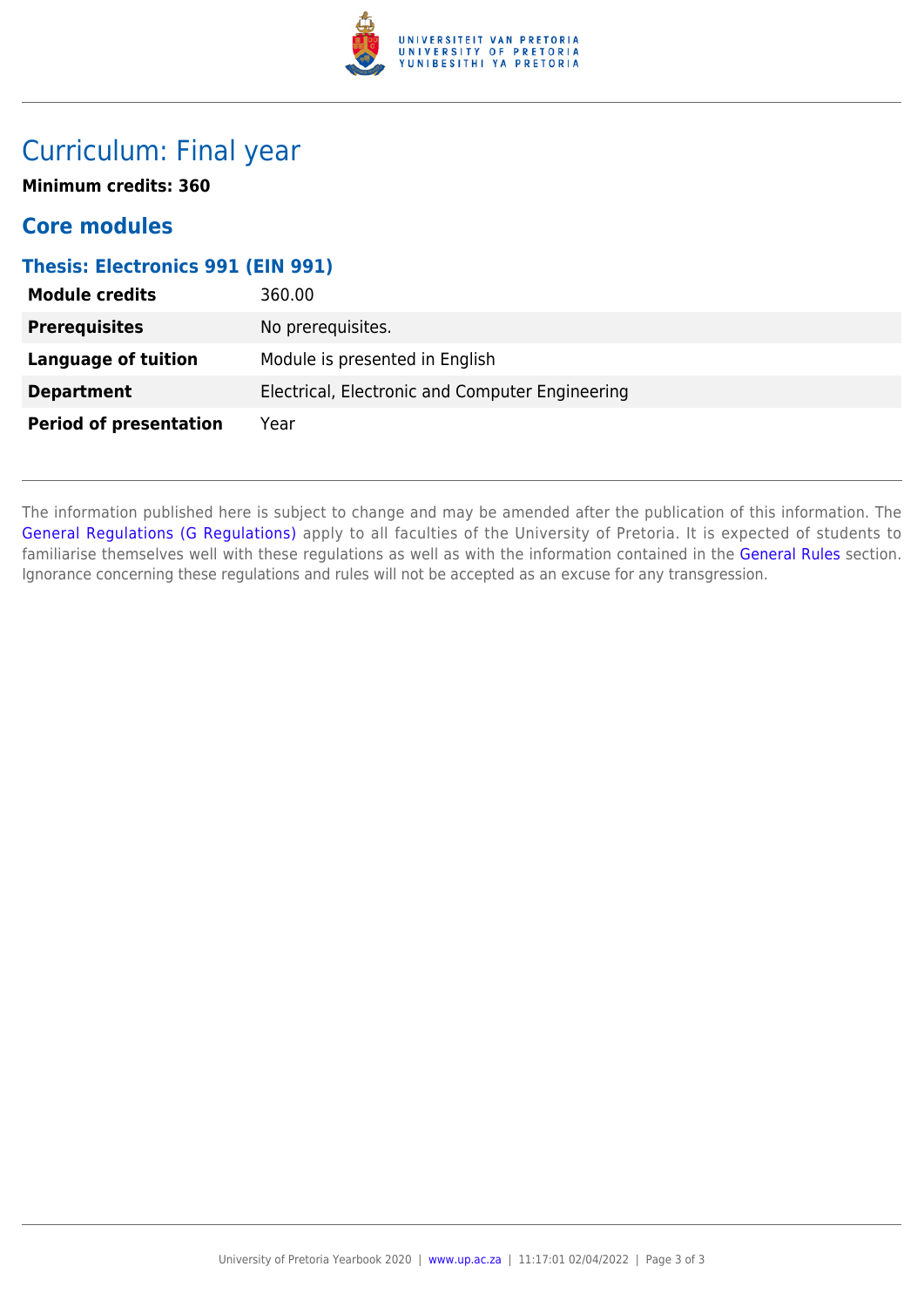# Curriculum: Final year

**Minimum credits: 360**

## Core modules

### Thesis: Electronics 991 (EIN 991)

| | |
|---|---|
| **Module credits** | 360.00 |
| **Prerequisites** | No prerequisites. |
| **Language of tuition** | Module is presented in English |
| **Department** | Electrical, Electronic and Computer Engineering |
| **Period of presentation** | Year |

The information published here is subject to change and may be amended after the publication of this information. The General Regulations (G Regulations) apply to all faculties of the University of Pretoria. It is expected of students to familiarise themselves well with these regulations as well as with the information contained in the General Rules section. Ignorance concerning these regulations and rules will not be accepted as an excuse for any transgression.